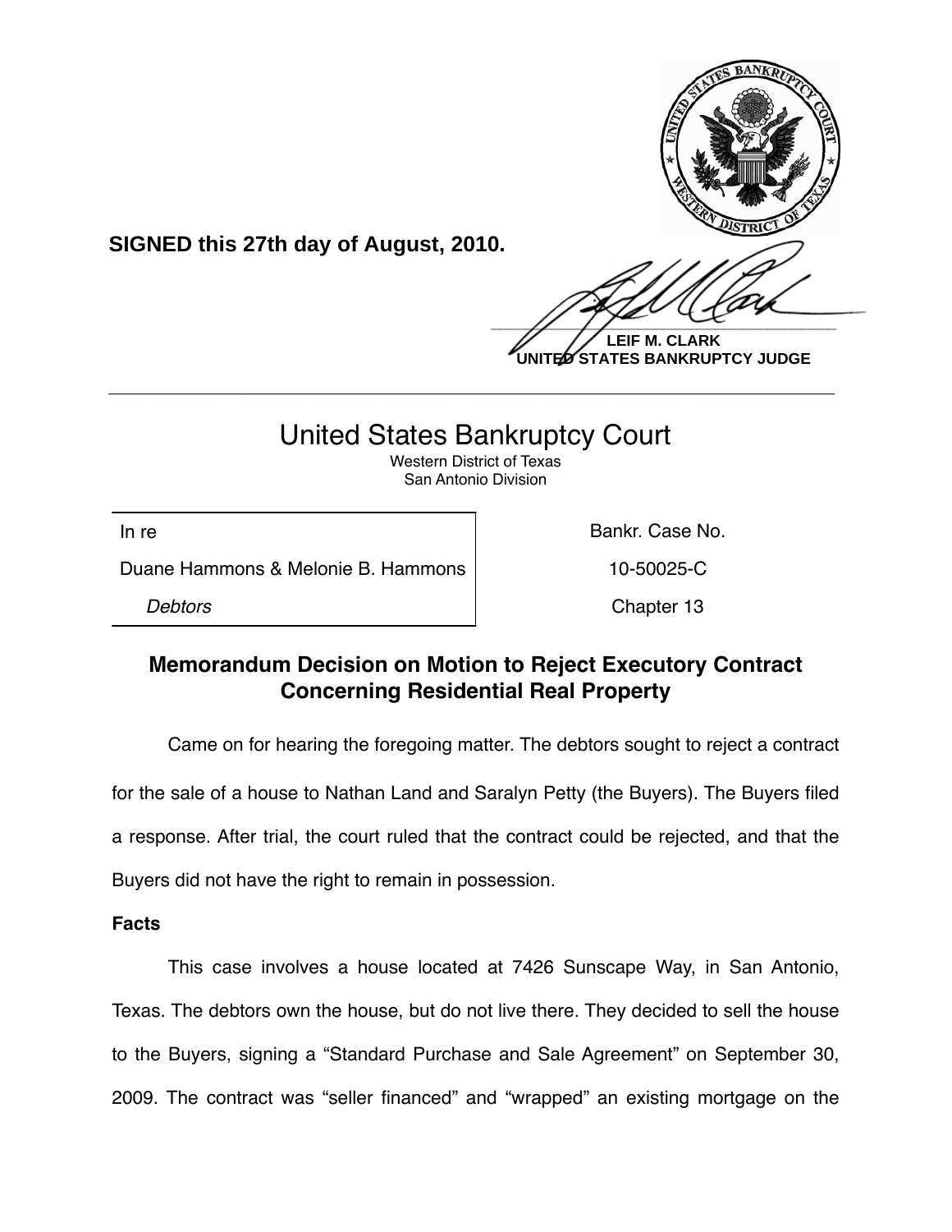**SIGNED this 27th day of August, 2010.**

**LEIF M. CLARK**
**UNITED STATES BANKRUPTCY JUDGE**

---

# United States Bankruptcy Court

Western District of Texas
San Antonio Division

| In re | Bankr. Case No. |
|---|---|
| Duane Hammons & Melonie B. Hammons | 10-50025-C |
| *Debtors* | Chapter 13 |

## Memorandum Decision on Motion to Reject Executory Contract Concerning Residential Real Property

Came on for hearing the foregoing matter. The debtors sought to reject a contract for the sale of a house to Nathan Land and Saralyn Petty (the Buyers). The Buyers filed a response. After trial, the court ruled that the contract could be rejected, and that the Buyers did not have the right to remain in possession.

**Facts**

This case involves a house located at 7426 Sunscape Way, in San Antonio, Texas. The debtors own the house, but do not live there. They decided to sell the house to the Buyers, signing a "Standard Purchase and Sale Agreement" on September 30, 2009. The contract was "seller financed" and "wrapped" an existing mortgage on the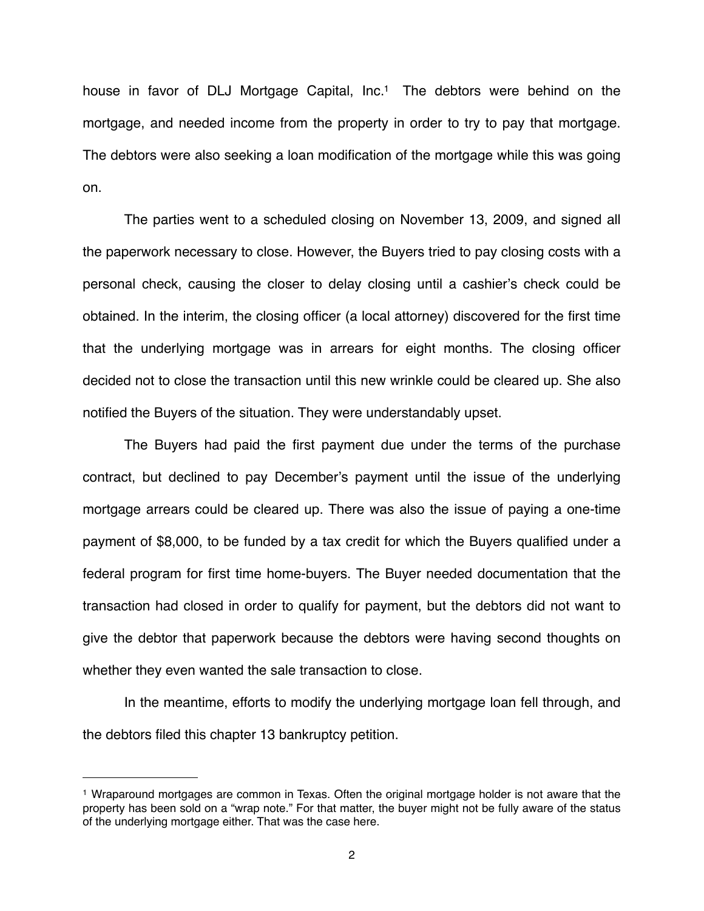house in favor of DLJ Mortgage Capital, Inc.[1] The debtors were behind on the mortgage, and needed income from the property in order to try to pay that mortgage. The debtors were also seeking a loan modification of the mortgage while this was going on.

The parties went to a scheduled closing on November 13, 2009, and signed all the paperwork necessary to close. However, the Buyers tried to pay closing costs with a personal check, causing the closer to delay closing until a cashier's check could be obtained. In the interim, the closing officer (a local attorney) discovered for the first time that the underlying mortgage was in arrears for eight months. The closing officer decided not to close the transaction until this new wrinkle could be cleared up. She also notified the Buyers of the situation. They were understandably upset.

The Buyers had paid the first payment due under the terms of the purchase contract, but declined to pay December's payment until the issue of the underlying mortgage arrears could be cleared up. There was also the issue of paying a one-time payment of $8,000, to be funded by a tax credit for which the Buyers qualified under a federal program for first time home-buyers. The Buyer needed documentation that the transaction had closed in order to qualify for payment, but the debtors did not want to give the debtor that paperwork because the debtors were having second thoughts on whether they even wanted the sale transaction to close.

In the meantime, efforts to modify the underlying mortgage loan fell through, and the debtors filed this chapter 13 bankruptcy petition.

---

[1] Wraparound mortgages are common in Texas. Often the original mortgage holder is not aware that the property has been sold on a "wrap note." For that matter, the buyer might not be fully aware of the status of the underlying mortgage either. That was the case here.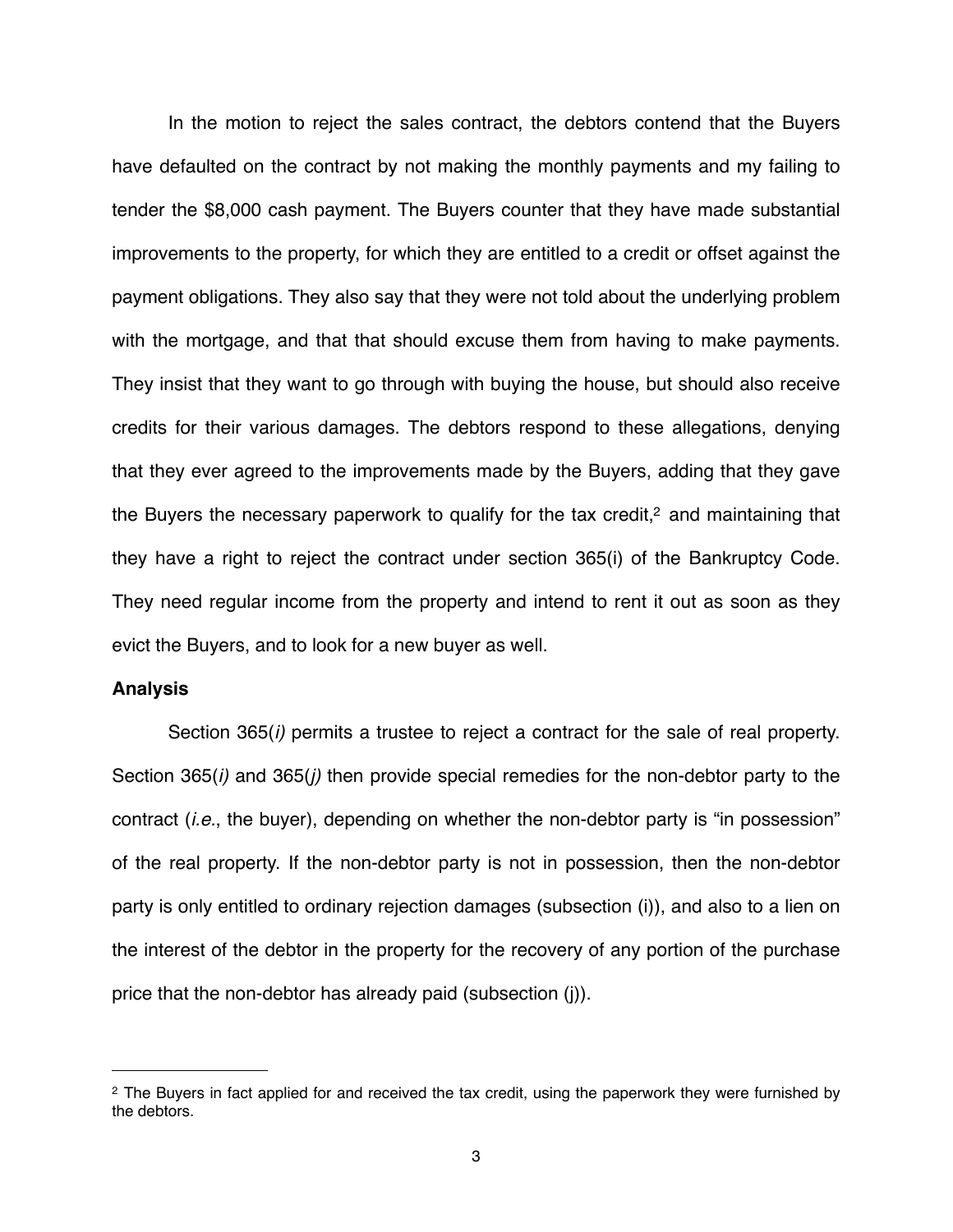In the motion to reject the sales contract, the debtors contend that the Buyers have defaulted on the contract by not making the monthly payments and my failing to tender the $8,000 cash payment. The Buyers counter that they have made substantial improvements to the property, for which they are entitled to a credit or offset against the payment obligations. They also say that they were not told about the underlying problem with the mortgage, and that that should excuse them from having to make payments. They insist that they want to go through with buying the house, but should also receive credits for their various damages. The debtors respond to these allegations, denying that they ever agreed to the improvements made by the Buyers, adding that they gave the Buyers the necessary paperwork to qualify for the tax credit,[2] and maintaining that they have a right to reject the contract under section 365(i) of the Bankruptcy Code. They need regular income from the property and intend to rent it out as soon as they evict the Buyers, and to look for a new buyer as well.

**Analysis**

Section 365(*i)* permits a trustee to reject a contract for the sale of real property. Section 365(*i)* and 365(*j)* then provide special remedies for the non-debtor party to the contract (*i.e.*, the buyer), depending on whether the non-debtor party is "in possession" of the real property. If the non-debtor party is not in possession, then the non-debtor party is only entitled to ordinary rejection damages (subsection (i)), and also to a lien on the interest of the debtor in the property for the recovery of any portion of the purchase price that the non-debtor has already paid (subsection (j)).

---

[2] The Buyers in fact applied for and received the tax credit, using the paperwork they were furnished by the debtors.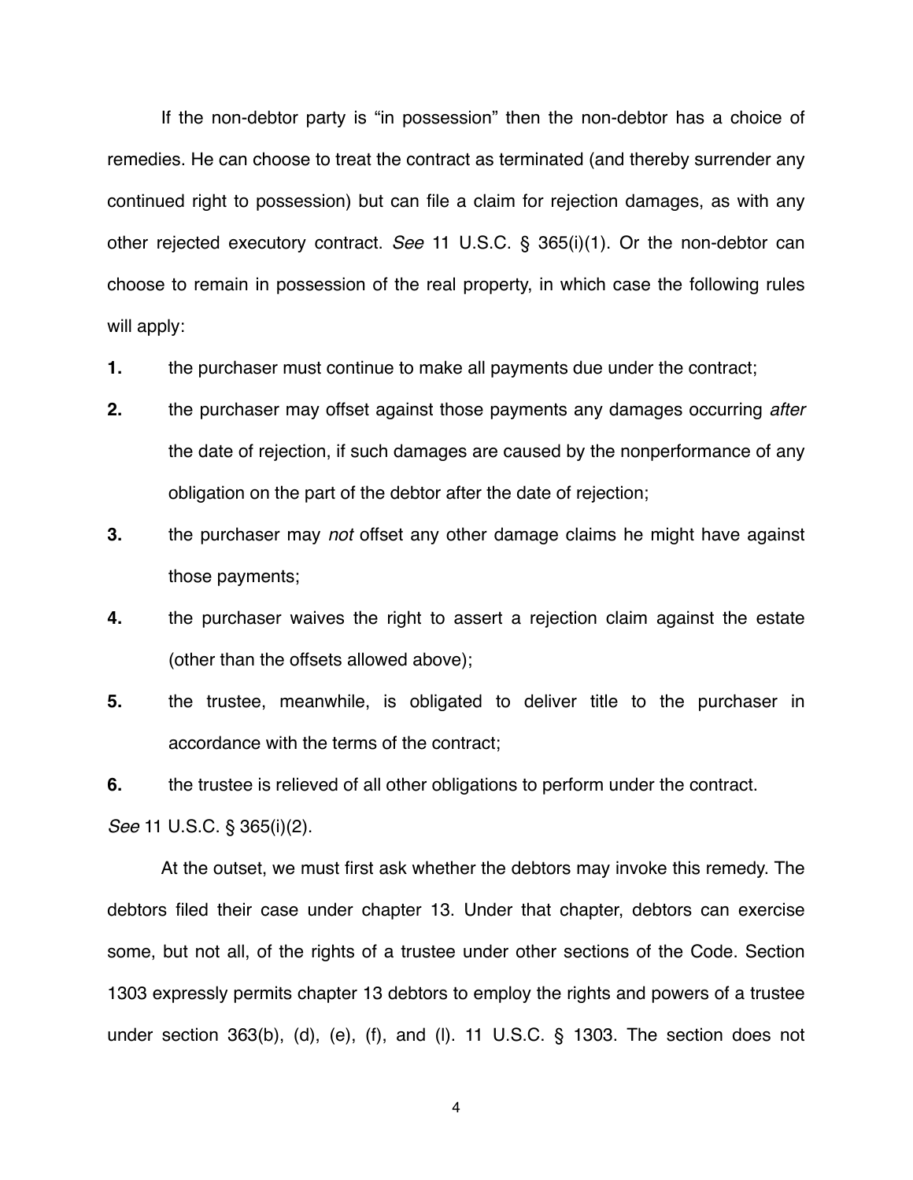If the non-debtor party is "in possession" then the non-debtor has a choice of remedies. He can choose to treat the contract as terminated (and thereby surrender any continued right to possession) but can file a claim for rejection damages, as with any other rejected executory contract. *See* 11 U.S.C. § 365(i)(1). Or the non-debtor can choose to remain in possession of the real property, in which case the following rules will apply:

**1.** the purchaser must continue to make all payments due under the contract;

**2.** the purchaser may offset against those payments any damages occurring *after* the date of rejection, if such damages are caused by the nonperformance of any obligation on the part of the debtor after the date of rejection;

**3.** the purchaser may *not* offset any other damage claims he might have against those payments;

**4.** the purchaser waives the right to assert a rejection claim against the estate (other than the offsets allowed above);

**5.** the trustee, meanwhile, is obligated to deliver title to the purchaser in accordance with the terms of the contract;

**6.** the trustee is relieved of all other obligations to perform under the contract.

*See* 11 U.S.C. § 365(i)(2).

At the outset, we must first ask whether the debtors may invoke this remedy. The debtors filed their case under chapter 13. Under that chapter, debtors can exercise some, but not all, of the rights of a trustee under other sections of the Code. Section 1303 expressly permits chapter 13 debtors to employ the rights and powers of a trustee under section 363(b), (d), (e), (f), and (l). 11 U.S.C. § 1303. The section does not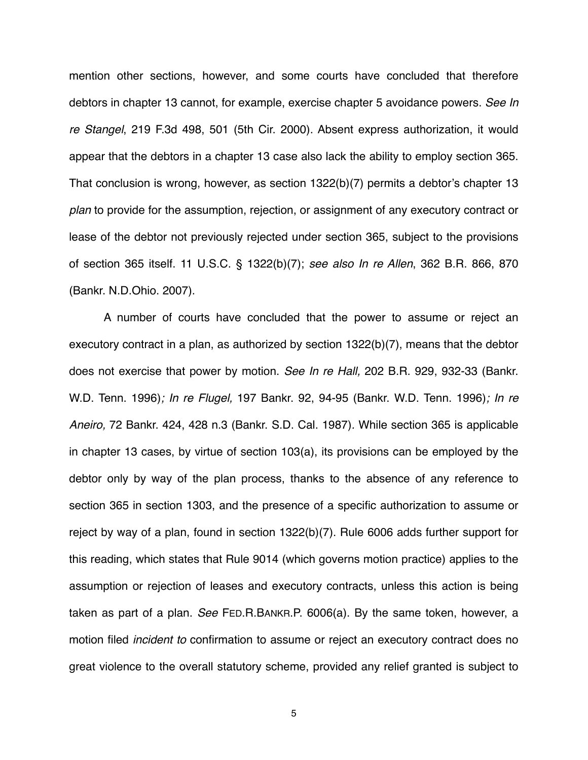mention other sections, however, and some courts have concluded that therefore debtors in chapter 13 cannot, for example, exercise chapter 5 avoidance powers. *See In re Stangel*, 219 F.3d 498, 501 (5th Cir. 2000). Absent express authorization, it would appear that the debtors in a chapter 13 case also lack the ability to employ section 365. That conclusion is wrong, however, as section 1322(b)(7) permits a debtor's chapter 13 *plan* to provide for the assumption, rejection, or assignment of any executory contract or lease of the debtor not previously rejected under section 365, subject to the provisions of section 365 itself. 11 U.S.C. § 1322(b)(7); *see also In re Allen*, 362 B.R. 866, 870 (Bankr. N.D.Ohio. 2007).

A number of courts have concluded that the power to assume or reject an executory contract in a plan, as authorized by section 1322(b)(7), means that the debtor does not exercise that power by motion. *See In re Hall,* 202 B.R. 929, 932-33 (Bankr. W.D. Tenn. 1996)*; In re Flugel,* 197 Bankr. 92, 94-95 (Bankr. W.D. Tenn. 1996)*; In re Aneiro,* 72 Bankr. 424, 428 n.3 (Bankr. S.D. Cal. 1987). While section 365 is applicable in chapter 13 cases, by virtue of section 103(a), its provisions can be employed by the debtor only by way of the plan process, thanks to the absence of any reference to section 365 in section 1303, and the presence of a specific authorization to assume or reject by way of a plan, found in section 1322(b)(7). Rule 6006 adds further support for this reading, which states that Rule 9014 (which governs motion practice) applies to the assumption or rejection of leases and executory contracts, unless this action is being taken as part of a plan. *See* FED.R.BANKR.P. 6006(a). By the same token, however, a motion filed *incident to* confirmation to assume or reject an executory contract does no great violence to the overall statutory scheme, provided any relief granted is subject to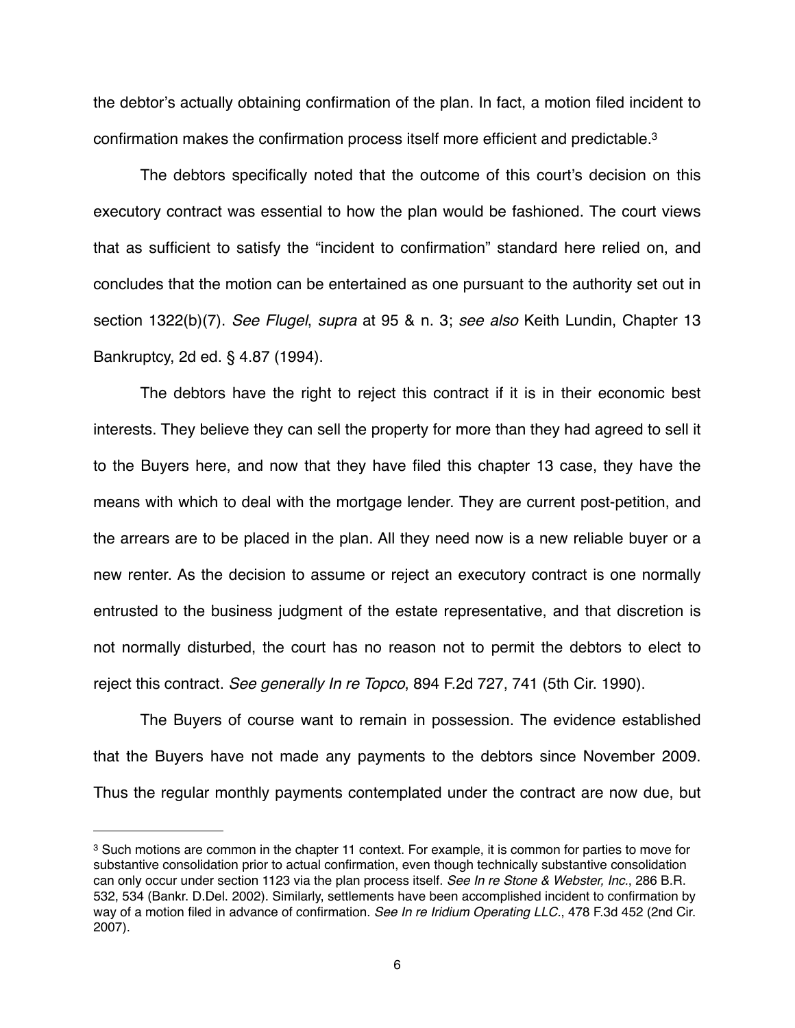the debtor's actually obtaining confirmation of the plan. In fact, a motion filed incident to confirmation makes the confirmation process itself more efficient and predictable.[3]

The debtors specifically noted that the outcome of this court's decision on this executory contract was essential to how the plan would be fashioned. The court views that as sufficient to satisfy the "incident to confirmation" standard here relied on, and concludes that the motion can be entertained as one pursuant to the authority set out in section 1322(b)(7). *See Flugel*, *supra* at 95 & n. 3; *see also* Keith Lundin, Chapter 13 Bankruptcy, 2d ed. § 4.87 (1994).

The debtors have the right to reject this contract if it is in their economic best interests. They believe they can sell the property for more than they had agreed to sell it to the Buyers here, and now that they have filed this chapter 13 case, they have the means with which to deal with the mortgage lender. They are current post-petition, and the arrears are to be placed in the plan. All they need now is a new reliable buyer or a new renter. As the decision to assume or reject an executory contract is one normally entrusted to the business judgment of the estate representative, and that discretion is not normally disturbed, the court has no reason not to permit the debtors to elect to reject this contract. *See generally In re Topco*, 894 F.2d 727, 741 (5th Cir. 1990).

The Buyers of course want to remain in possession. The evidence established that the Buyers have not made any payments to the debtors since November 2009. Thus the regular monthly payments contemplated under the contract are now due, but

---

[3] Such motions are common in the chapter 11 context. For example, it is common for parties to move for substantive consolidation prior to actual confirmation, even though technically substantive consolidation can only occur under section 1123 via the plan process itself. *See In re Stone & Webster, Inc.*, 286 B.R. 532, 534 (Bankr. D.Del. 2002). Similarly, settlements have been accomplished incident to confirmation by way of a motion filed in advance of confirmation. *See In re Iridium Operating LLC.*, 478 F.3d 452 (2nd Cir. 2007).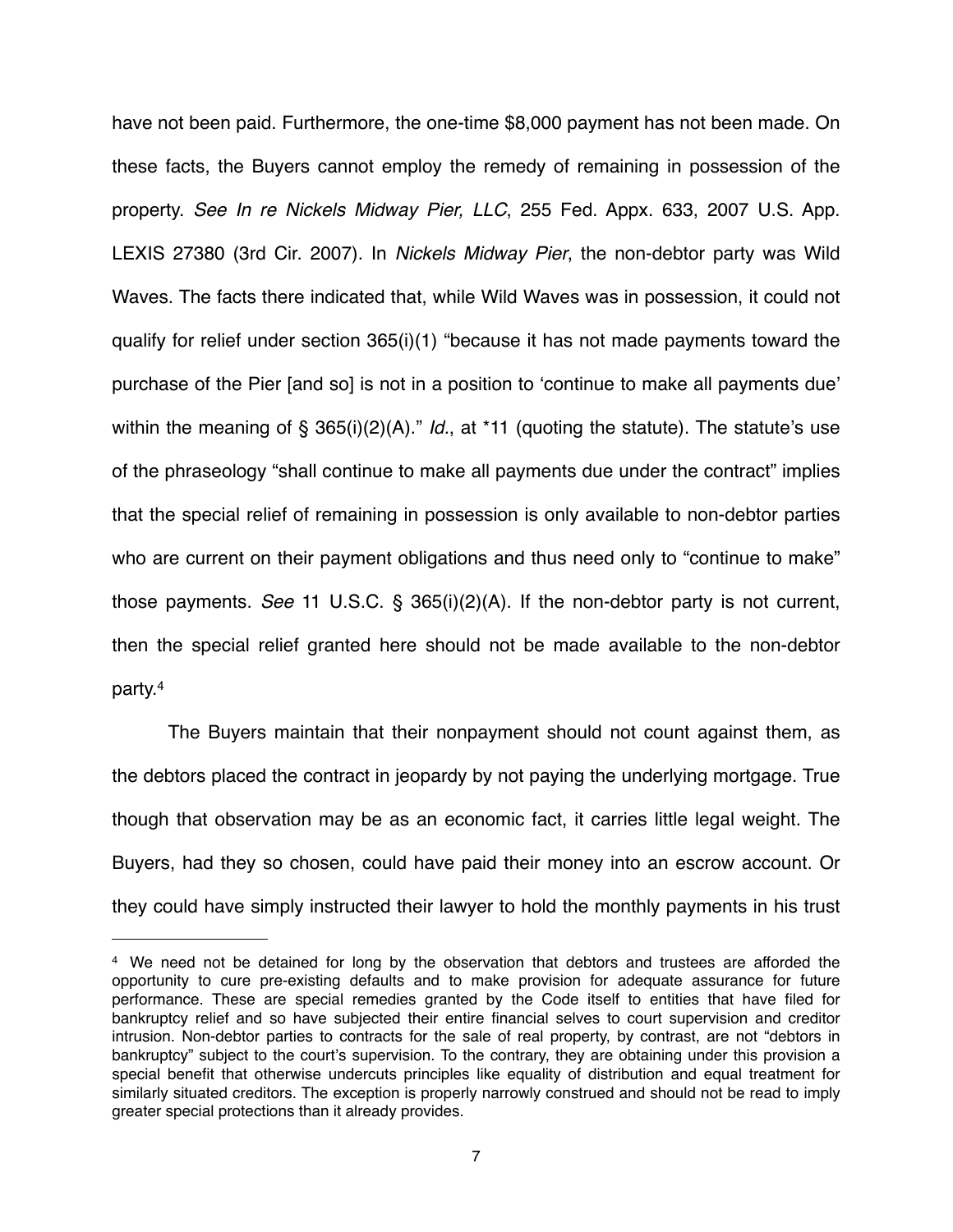have not been paid. Furthermore, the one-time $8,000 payment has not been made. On these facts, the Buyers cannot employ the remedy of remaining in possession of the property. *See In re Nickels Midway Pier, LLC*, 255 Fed. Appx. 633, 2007 U.S. App. LEXIS 27380 (3rd Cir. 2007). In *Nickels Midway Pier*, the non-debtor party was Wild Waves. The facts there indicated that, while Wild Waves was in possession, it could not qualify for relief under section 365(i)(1) "because it has not made payments toward the purchase of the Pier [and so] is not in a position to 'continue to make all payments due' within the meaning of § 365(i)(2)(A)." *Id*., at *11 (quoting the statute). The statute's use of the phraseology "shall continue to make all payments due under the contract" implies that the special relief of remaining in possession is only available to non-debtor parties who are current on their payment obligations and thus need only to "continue to make" those payments. *See* 11 U.S.C. § 365(i)(2)(A). If the non-debtor party is not current, then the special relief granted here should not be made available to the non-debtor party.[4]

The Buyers maintain that their nonpayment should not count against them, as the debtors placed the contract in jeopardy by not paying the underlying mortgage. True though that observation may be as an economic fact, it carries little legal weight. The Buyers, had they so chosen, could have paid their money into an escrow account. Or they could have simply instructed their lawyer to hold the monthly payments in his trust

---

[4] We need not be detained for long by the observation that debtors and trustees are afforded the opportunity to cure pre-existing defaults and to make provision for adequate assurance for future performance. These are special remedies granted by the Code itself to entities that have filed for bankruptcy relief and so have subjected their entire financial selves to court supervision and creditor intrusion. Non-debtor parties to contracts for the sale of real property, by contrast, are not "debtors in bankruptcy" subject to the court's supervision. To the contrary, they are obtaining under this provision a special benefit that otherwise undercuts principles like equality of distribution and equal treatment for similarly situated creditors. The exception is properly narrowly construed and should not be read to imply greater special protections than it already provides.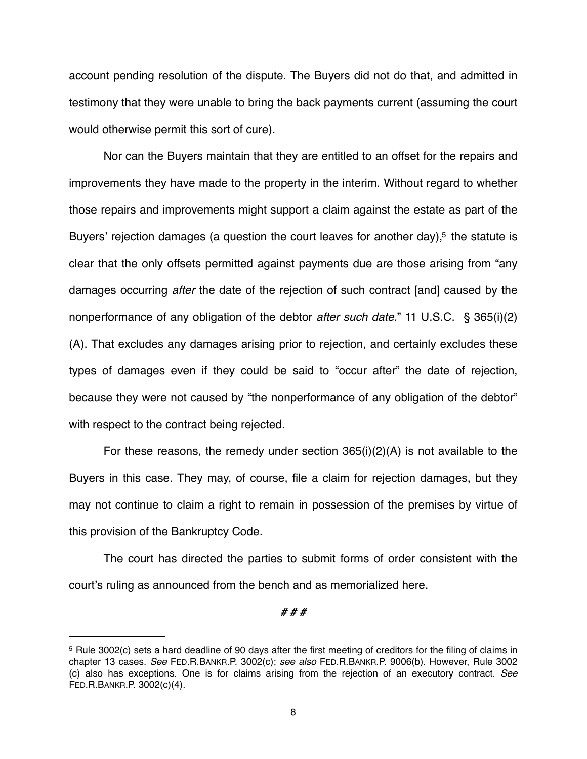account pending resolution of the dispute. The Buyers did not do that, and admitted in testimony that they were unable to bring the back payments current (assuming the court would otherwise permit this sort of cure).

Nor can the Buyers maintain that they are entitled to an offset for the repairs and improvements they have made to the property in the interim. Without regard to whether those repairs and improvements might support a claim against the estate as part of the Buyers' rejection damages (a question the court leaves for another day),[5] the statute is clear that the only offsets permitted against payments due are those arising from "any damages occurring *after* the date of the rejection of such contract [and] caused by the nonperformance of any obligation of the debtor *after such date.*" 11 U.S.C. § 365(i)(2)(A). That excludes any damages arising prior to rejection, and certainly excludes these types of damages even if they could be said to "occur after" the date of rejection, because they were not caused by "the nonperformance of any obligation of the debtor" with respect to the contract being rejected.

For these reasons, the remedy under section 365(i)(2)(A) is not available to the Buyers in this case. They may, of course, file a claim for rejection damages, but they may not continue to claim a right to remain in possession of the premises by virtue of this provision of the Bankruptcy Code.

The court has directed the parties to submit forms of order consistent with the court's ruling as announced from the bench and as memorialized here.

***# # #***

[5] Rule 3002(c) sets a hard deadline of 90 days after the first meeting of creditors for the filing of claims in chapter 13 cases. *See* FED.R.BANKR.P. 3002(c); *see also* FED.R.BANKR.P. 9006(b). However, Rule 3002(c) also has exceptions. One is for claims arising from the rejection of an executory contract. *See* FED.R.BANKR.P. 3002(c)(4).